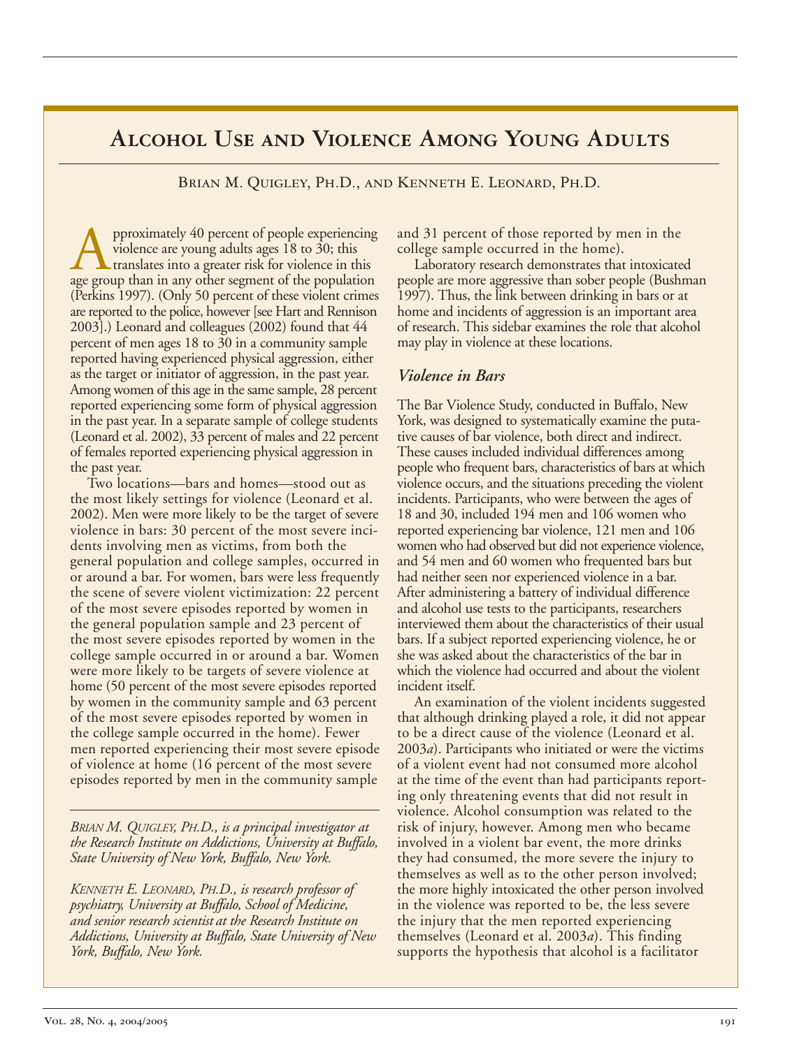# Alcohol Use and Violence Among Young Adults

Brian M. Quigley, Ph.D., and Kenneth E. Leonard, Ph.D.

Approximately 40 percent of people experiencing violence are young adults ages 18 to 30; this translates into a greater risk for violence in this age group than in any other segment of the population (Perkins 1997). (Only 50 percent of these violent crimes are reported to the police, however [see Hart and Rennison 2003].) Leonard and colleagues (2002) found that 44 percent of men ages 18 to 30 in a community sample reported having experienced physical aggression, either as the target or initiator of aggression, in the past year. Among women of this age in the same sample, 28 percent reported experiencing some form of physical aggression in the past year. In a separate sample of college students (Leonard et al. 2002), 33 percent of males and 22 percent of females reported experiencing physical aggression in the past year.

Two locations—bars and homes—stood out as the most likely settings for violence (Leonard et al. 2002). Men were more likely to be the target of severe violence in bars: 30 percent of the most severe incidents involving men as victims, from both the general population and college samples, occurred in or around a bar. For women, bars were less frequently the scene of severe violent victimization: 22 percent of the most severe episodes reported by women in the general population sample and 23 percent of the most severe episodes reported by women in the college sample occurred in or around a bar. Women were more likely to be targets of severe violence at home (50 percent of the most severe episodes reported by women in the community sample and 63 percent of the most severe episodes reported by women in the college sample occurred in the home). Fewer men reported experiencing their most severe episode of violence at home (16 percent of the most severe episodes reported by men in the community sample and 31 percent of those reported by men in the college sample occurred in the home).

Laboratory research demonstrates that intoxicated people are more aggressive than sober people (Bushman 1997). Thus, the link between drinking in bars or at home and incidents of aggression is an important area of research. This sidebar examines the role that alcohol may play in violence at these locations.

*Brian M. Quigley, Ph.D., is a principal investigator at the Research Institute on Addictions, University at Buffalo, State University of New York, Buffalo, New York.*

*Kenneth E. Leonard, Ph.D., is research professor of psychiatry, University at Buffalo, School of Medicine, and senior research scientist at the Research Institute on Addictions, University at Buffalo, State University of New York, Buffalo, New York.*

### *Violence in Bars*

The Bar Violence Study, conducted in Buffalo, New York, was designed to systematically examine the putative causes of bar violence, both direct and indirect. These causes included individual differences among people who frequent bars, characteristics of bars at which violence occurs, and the situations preceding the violent incidents. Participants, who were between the ages of 18 and 30, included 194 men and 106 women who reported experiencing bar violence, 121 men and 106 women who had observed but did not experience violence, and 54 men and 60 women who frequented bars but had neither seen nor experienced violence in a bar. After administering a battery of individual difference and alcohol use tests to the participants, researchers interviewed them about the characteristics of their usual bars. If a subject reported experiencing violence, he or she was asked about the characteristics of the bar in which the violence had occurred and about the violent incident itself.

An examination of the violent incidents suggested that although drinking played a role, it did not appear to be a direct cause of the violence (Leonard et al. 2003*a*). Participants who initiated or were the victims of a violent event had not consumed more alcohol at the time of the event than had participants reporting only threatening events that did not result in violence. Alcohol consumption was related to the risk of injury, however. Among men who became involved in a violent bar event, the more drinks they had consumed, the more severe the injury to themselves as well as to the other person involved; the more highly intoxicated the other person involved in the violence was reported to be, the less severe the injury that the men reported experiencing themselves (Leonard et al. 2003*a*). This finding supports the hypothesis that alcohol is a facilitator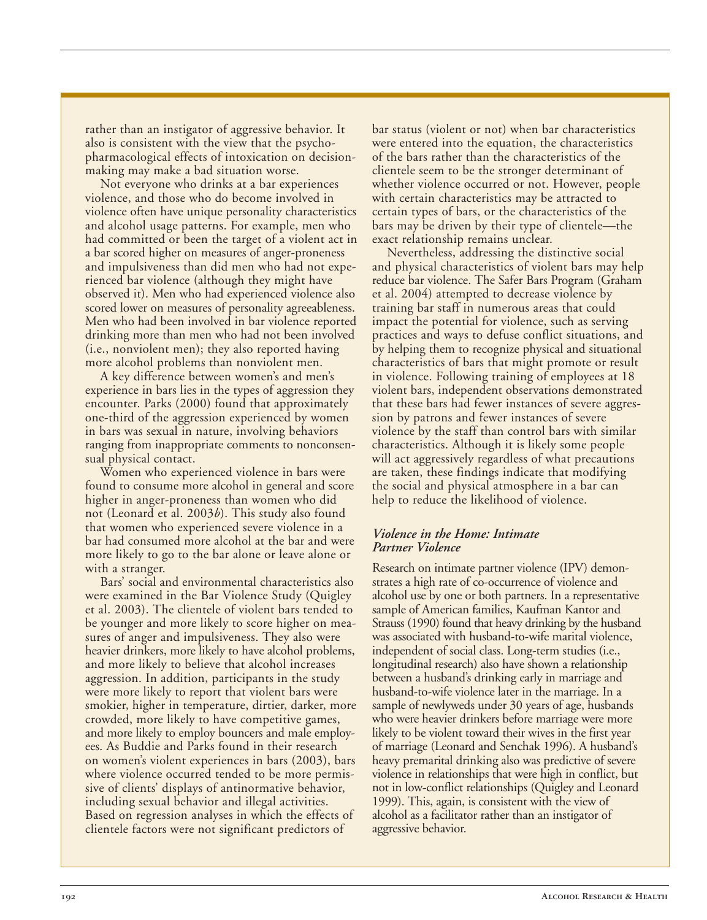rather than an instigator of aggressive behavior. It also is consistent with the view that the psychopharmacological effects of intoxication on decision-making may make a bad situation worse.

Not everyone who drinks at a bar experiences violence, and those who do become involved in violence often have unique personality characteristics and alcohol usage patterns. For example, men who had committed or been the target of a violent act in a bar scored higher on measures of anger-proneness and impulsiveness than did men who had not experienced bar violence (although they might have observed it). Men who had experienced violence also scored lower on measures of personality agreeableness. Men who had been involved in bar violence reported drinking more than men who had not been involved (i.e., nonviolent men); they also reported having more alcohol problems than nonviolent men.

A key difference between women's and men's experience in bars lies in the types of aggression they encounter. Parks (2000) found that approximately one-third of the aggression experienced by women in bars was sexual in nature, involving behaviors ranging from inappropriate comments to nonconsensual physical contact.

Women who experienced violence in bars were found to consume more alcohol in general and score higher in anger-proneness than women who did not (Leonard et al. 2003*b*). This study also found that women who experienced severe violence in a bar had consumed more alcohol at the bar and were more likely to go to the bar alone or leave alone or with a stranger.

Bars' social and environmental characteristics also were examined in the Bar Violence Study (Quigley et al. 2003). The clientele of violent bars tended to be younger and more likely to score higher on measures of anger and impulsiveness. They also were heavier drinkers, more likely to have alcohol problems, and more likely to believe that alcohol increases aggression. In addition, participants in the study were more likely to report that violent bars were smokier, higher in temperature, dirtier, darker, more crowded, more likely to have competitive games, and more likely to employ bouncers and male employees. As Buddie and Parks found in their research on women's violent experiences in bars (2003), bars where violence occurred tended to be more permissive of clients' displays of antinormative behavior, including sexual behavior and illegal activities. Based on regression analyses in which the effects of clientele factors were not significant predictors of bar status (violent or not) when bar characteristics were entered into the equation, the characteristics of the bars rather than the characteristics of the clientele seem to be the stronger determinant of whether violence occurred or not. However, people with certain characteristics may be attracted to certain types of bars, or the characteristics of the bars may be driven by their type of clientele—the exact relationship remains unclear.

Nevertheless, addressing the distinctive social and physical characteristics of violent bars may help reduce bar violence. The Safer Bars Program (Graham et al. 2004) attempted to decrease violence by training bar staff in numerous areas that could impact the potential for violence, such as serving practices and ways to defuse conflict situations, and by helping them to recognize physical and situational characteristics of bars that might promote or result in violence. Following training of employees at 18 violent bars, independent observations demonstrated that these bars had fewer instances of severe aggression by patrons and fewer instances of severe violence by the staff than control bars with similar characteristics. Although it is likely some people will act aggressively regardless of what precautions are taken, these findings indicate that modifying the social and physical atmosphere in a bar can help to reduce the likelihood of violence.

### *Violence in the Home: Intimate Partner Violence*

Research on intimate partner violence (IPV) demonstrates a high rate of co-occurrence of violence and alcohol use by one or both partners. In a representative sample of American families, Kaufman Kantor and Strauss (1990) found that heavy drinking by the husband was associated with husband-to-wife marital violence, independent of social class. Long-term studies (i.e., longitudinal research) also have shown a relationship between a husband's drinking early in marriage and husband-to-wife violence later in the marriage. In a sample of newlyweds under 30 years of age, husbands who were heavier drinkers before marriage were more likely to be violent toward their wives in the first year of marriage (Leonard and Senchak 1996). A husband's heavy premarital drinking also was predictive of severe violence in relationships that were high in conflict, but not in low-conflict relationships (Quigley and Leonard 1999). This, again, is consistent with the view of alcohol as a facilitator rather than an instigator of aggressive behavior.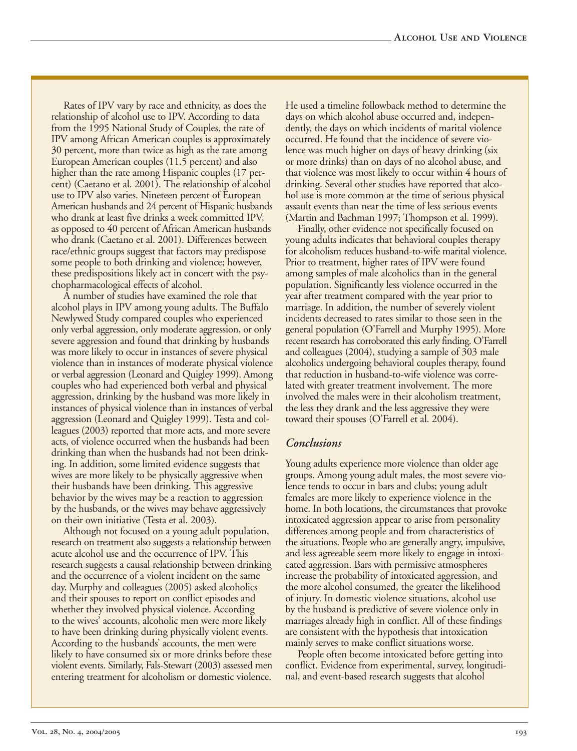Rates of IPV vary by race and ethnicity, as does the relationship of alcohol use to IPV. According to data from the 1995 National Study of Couples, the rate of IPV among African American couples is approximately 30 percent, more than twice as high as the rate among European American couples (11.5 percent) and also higher than the rate among Hispanic couples (17 percent) (Caetano et al. 2001). The relationship of alcohol use to IPV also varies. Nineteen percent of European American husbands and 24 percent of Hispanic husbands who drank at least five drinks a week committed IPV, as opposed to 40 percent of African American husbands who drank (Caetano et al. 2001). Differences between race/ethnic groups suggest that factors may predispose some people to both drinking and violence; however, these predispositions likely act in concert with the psychopharmacological effects of alcohol.

A number of studies have examined the role that alcohol plays in IPV among young adults. The Buffalo Newlywed Study compared couples who experienced only verbal aggression, only moderate aggression, or only severe aggression and found that drinking by husbands was more likely to occur in instances of severe physical violence than in instances of moderate physical violence or verbal aggression (Leonard and Quigley 1999). Among couples who had experienced both verbal and physical aggression, drinking by the husband was more likely in instances of physical violence than in instances of verbal aggression (Leonard and Quigley 1999). Testa and colleagues (2003) reported that more acts, and more severe acts, of violence occurred when the husbands had been drinking than when the husbands had not been drinking. In addition, some limited evidence suggests that wives are more likely to be physically aggressive when their husbands have been drinking. This aggressive behavior by the wives may be a reaction to aggression by the husbands, or the wives may behave aggressively on their own initiative (Testa et al. 2003).

Although not focused on a young adult population, research on treatment also suggests a relationship between acute alcohol use and the occurrence of IPV. This research suggests a causal relationship between drinking and the occurrence of a violent incident on the same day. Murphy and colleagues (2005) asked alcoholics and their spouses to report on conflict episodes and whether they involved physical violence. According to the wives' accounts, alcoholic men were more likely to have been drinking during physically violent events. According to the husbands' accounts, the men were likely to have consumed six or more drinks before these violent events. Similarly, Fals-Stewart (2003) assessed men entering treatment for alcoholism or domestic violence. He used a timeline followback method to determine the days on which alcohol abuse occurred and, independently, the days on which incidents of marital violence occurred. He found that the incidence of severe violence was much higher on days of heavy drinking (six or more drinks) than on days of no alcohol abuse, and that violence was most likely to occur within 4 hours of drinking. Several other studies have reported that alcohol use is more common at the time of serious physical assault events than near the time of less serious events (Martin and Bachman 1997; Thompson et al. 1999).

Finally, other evidence not specifically focused on young adults indicates that behavioral couples therapy for alcoholism reduces husband-to-wife marital violence. Prior to treatment, higher rates of IPV were found among samples of male alcoholics than in the general population. Significantly less violence occurred in the year after treatment compared with the year prior to marriage. In addition, the number of severely violent incidents decreased to rates similar to those seen in the general population (O'Farrell and Murphy 1995). More recent research has corroborated this early finding. O'Farrell and colleagues (2004), studying a sample of 303 male alcoholics undergoing behavioral couples therapy, found that reduction in husband-to-wife violence was correlated with greater treatment involvement. The more involved the males were in their alcoholism treatment, the less they drank and the less aggressive they were toward their spouses (O'Farrell et al. 2004).

### *Conclusions*

Young adults experience more violence than older age groups. Among young adult males, the most severe violence tends to occur in bars and clubs; young adult females are more likely to experience violence in the home. In both locations, the circumstances that provoke intoxicated aggression appear to arise from personality differences among people and from characteristics of the situations. People who are generally angry, impulsive, and less agreeable seem more likely to engage in intoxicated aggression. Bars with permissive atmospheres increase the probability of intoxicated aggression, and the more alcohol consumed, the greater the likelihood of injury. In domestic violence situations, alcohol use by the husband is predictive of severe violence only in marriages already high in conflict. All of these findings are consistent with the hypothesis that intoxication mainly serves to make conflict situations worse.

People often become intoxicated before getting into conflict. Evidence from experimental, survey, longitudinal, and event-based research suggests that alcohol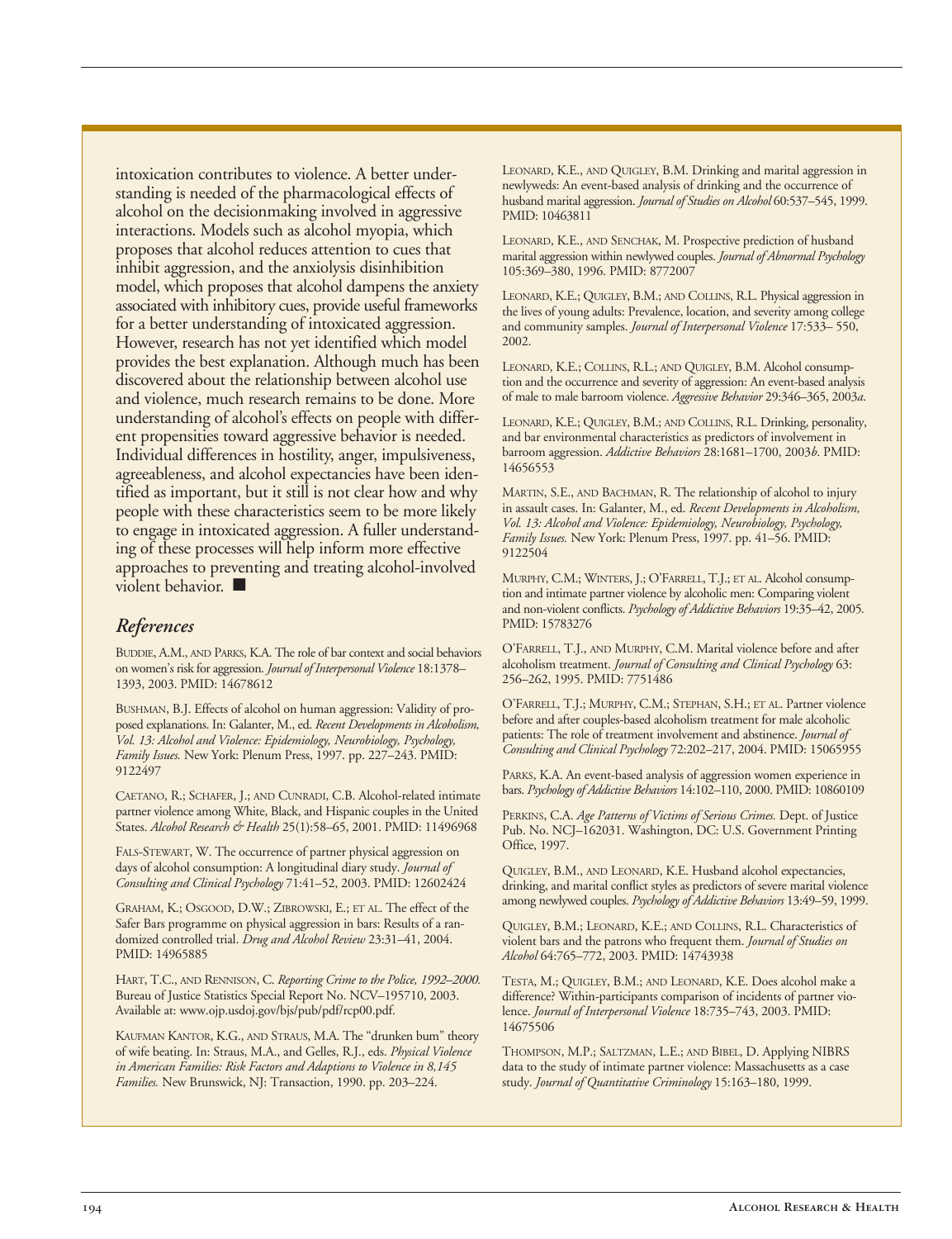intoxication contributes to violence. A better understanding is needed of the pharmacological effects of alcohol on the decisionmaking involved in aggressive interactions. Models such as alcohol myopia, which proposes that alcohol reduces attention to cues that inhibit aggression, and the anxiolysis disinhibition model, which proposes that alcohol dampens the anxiety associated with inhibitory cues, provide useful frameworks for a better understanding of intoxicated aggression. However, research has not yet identified which model provides the best explanation. Although much has been discovered about the relationship between alcohol use and violence, much research remains to be done. More understanding of alcohol's effects on people with different propensities toward aggressive behavior is needed. Individual differences in hostility, anger, impulsiveness, agreeableness, and alcohol expectancies have been identified as important, but it still is not clear how and why people with these characteristics seem to be more likely to engage in intoxicated aggression. A fuller understanding of these processes will help inform more effective approaches to preventing and treating alcohol-involved violent behavior. ■

## References

BUDDIE, A.M., AND PARKS, K.A. The role of bar context and social behaviors on women's risk for aggression. *Journal of Interpersonal Violence* 18:1378–1393, 2003. PMID: 14678612

BUSHMAN, B.J. Effects of alcohol on human aggression: Validity of proposed explanations. In: Galanter, M., ed. *Recent Developments in Alcoholism, Vol. 13: Alcohol and Violence: Epidemiology, Neurobiology, Psychology, Family Issues.* New York: Plenum Press, 1997. pp. 227–243. PMID: 9122497

CAETANO, R.; SCHAFER, J.; AND CUNRADI, C.B. Alcohol-related intimate partner violence among White, Black, and Hispanic couples in the United States. *Alcohol Research & Health* 25(1):58–65, 2001. PMID: 11496968

FALS-STEWART, W. The occurrence of partner physical aggression on days of alcohol consumption: A longitudinal diary study. *Journal of Consulting and Clinical Psychology* 71:41–52, 2003. PMID: 12602424

GRAHAM, K.; OSGOOD, D.W.; ZIBROWSKI, E.; ET AL. The effect of the Safer Bars programme on physical aggression in bars: Results of a randomized controlled trial. *Drug and Alcohol Review* 23:31–41, 2004. PMID: 14965885

HART, T.C., AND RENNISON, C. *Reporting Crime to the Police, 1992–2000.* Bureau of Justice Statistics Special Report No. NCV–195710, 2003. Available at: www.ojp.usdoj.gov/bjs/pub/pdf/rcp00.pdf.

KAUFMAN KANTOR, K.G., AND STRAUS, M.A. The "drunken bum" theory of wife beating. In: Straus, M.A., and Gelles, R.J., eds. *Physical Violence in American Families: Risk Factors and Adaptions to Violence in 8,145 Families.* New Brunswick, NJ: Transaction, 1990. pp. 203–224.

LEONARD, K.E., AND QUIGLEY, B.M. Drinking and marital aggression in newlyweds: An event-based analysis of drinking and the occurrence of husband marital aggression. *Journal of Studies on Alcohol* 60:537–545, 1999. PMID: 10463811

LEONARD, K.E., AND SENCHAK, M. Prospective prediction of husband marital aggression within newlywed couples. *Journal of Abnormal Psychology* 105:369–380, 1996. PMID: 8772007

LEONARD, K.E.; QUIGLEY, B.M.; AND COLLINS, R.L. Physical aggression in the lives of young adults: Prevalence, location, and severity among college and community samples. *Journal of Interpersonal Violence* 17:533– 550, 2002.

LEONARD, K.E.; COLLINS, R.L.; AND QUIGLEY, B.M. Alcohol consumption and the occurrence and severity of aggression: An event-based analysis of male to male barroom violence. *Aggressive Behavior* 29:346–365, 2003*a*.

LEONARD, K.E.; QUIGLEY, B.M.; AND COLLINS, R.L. Drinking, personality, and bar environmental characteristics as predictors of involvement in barroom aggression. *Addictive Behaviors* 28:1681–1700, 2003*b*. PMID: 14656553

MARTIN, S.E., AND BACHMAN, R. The relationship of alcohol to injury in assault cases. In: Galanter, M., ed. *Recent Developments in Alcoholism, Vol. 13: Alcohol and Violence: Epidemiology, Neurobiology, Psychology, Family Issues.* New York: Plenum Press, 1997. pp. 41–56. PMID: 9122504

MURPHY, C.M.; WINTERS, J.; O'FARRELL, T.J.; ET AL. Alcohol consumption and intimate partner violence by alcoholic men: Comparing violent and non-violent conflicts. *Psychology of Addictive Behaviors* 19:35–42, 2005. PMID: 15783276

O'FARRELL, T.J., AND MURPHY, C.M. Marital violence before and after alcoholism treatment. *Journal of Consulting and Clinical Psychology* 63: 256–262, 1995. PMID: 7751486

O'FARRELL, T.J.; MURPHY, C.M.; STEPHAN, S.H.; ET AL. Partner violence before and after couples-based alcoholism treatment for male alcoholic patients: The role of treatment involvement and abstinence. *Journal of Consulting and Clinical Psychology* 72:202–217, 2004. PMID: 15065955

PARKS, K.A. An event-based analysis of aggression women experience in bars. *Psychology of Addictive Behaviors* 14:102–110, 2000. PMID: 10860109

PERKINS, C.A. *Age Patterns of Victims of Serious Crimes.* Dept. of Justice Pub. No. NCJ–162031. Washington, DC: U.S. Government Printing Office, 1997.

QUIGLEY, B.M., AND LEONARD, K.E. Husband alcohol expectancies, drinking, and marital conflict styles as predictors of severe marital violence among newlywed couples. *Psychology of Addictive Behaviors* 13:49–59, 1999.

QUIGLEY, B.M.; LEONARD, K.E.; AND COLLINS, R.L. Characteristics of violent bars and the patrons who frequent them. *Journal of Studies on Alcohol* 64:765–772, 2003. PMID: 14743938

TESTA, M.; QUIGLEY, B.M.; AND LEONARD, K.E. Does alcohol make a difference? Within-participants comparison of incidents of partner violence. *Journal of Interpersonal Violence* 18:735–743, 2003. PMID: 14675506

THOMPSON, M.P.; SALTZMAN, L.E.; AND BIBEL, D. Applying NIBRS data to the study of intimate partner violence: Massachusetts as a case study. *Journal of Quantitative Criminology* 15:163–180, 1999.